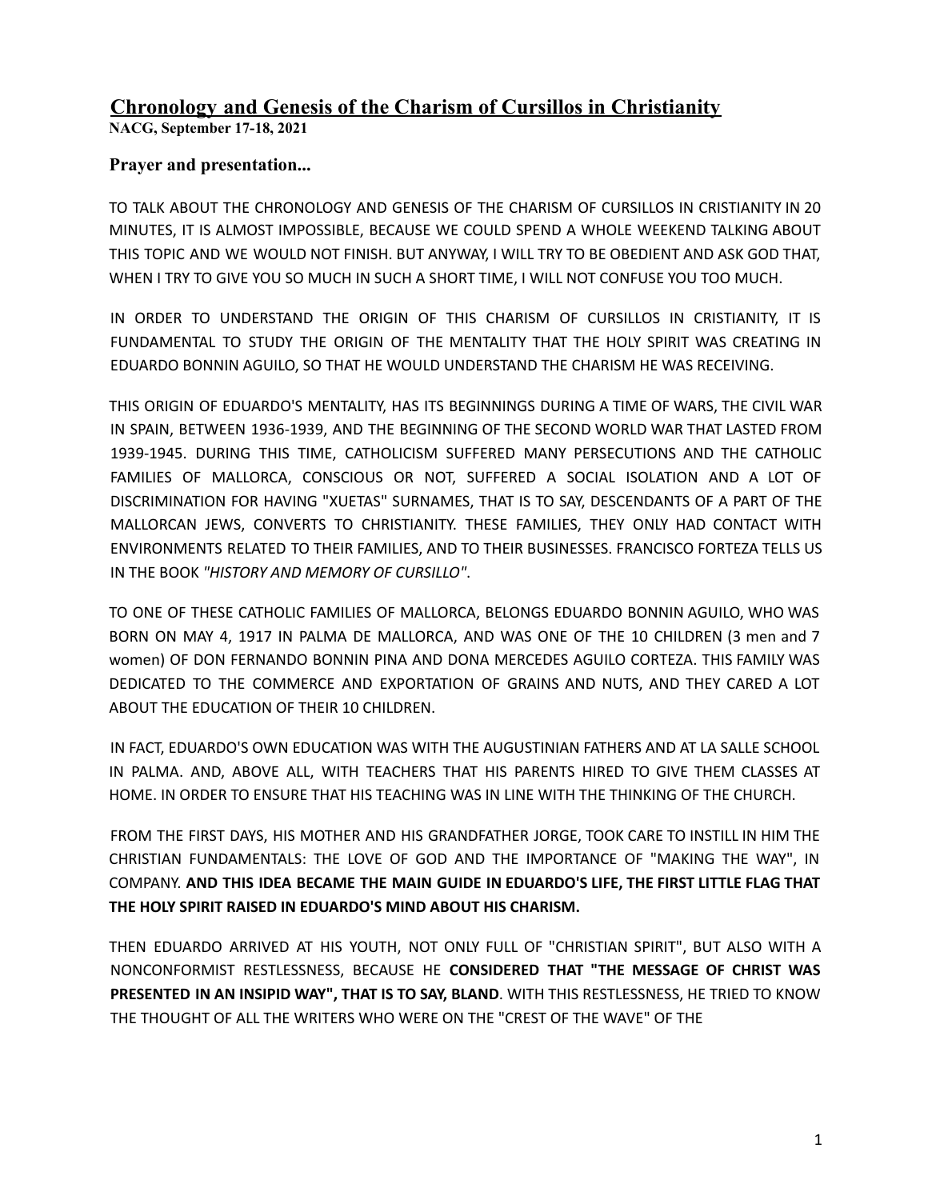# Chronology and Genesis of the Charism of Cursillos in Christianity

**NACG, September 17-18, 2021**

## Prayer and presentation...

TO TALK ABOUT THE CHRONOLOGY AND GENESIS OF THE CHARISM OF CURSILLOS IN CRISTIANITY IN 20 MINUTES, IT IS ALMOST IMPOSSIBLE, BECAUSE WE COULD SPEND A WHOLE WEEKEND TALKING ABOUT THIS TOPIC AND WE WOULD NOT FINISH. BUT ANYWAY, I WILL TRY TO BE OBEDIENT AND ASK GOD THAT, WHEN I TRY TO GIVE YOU SO MUCH IN SUCH A SHORT TIME, I WILL NOT CONFUSE YOU TOO MUCH.

IN ORDER TO UNDERSTAND THE ORIGIN OF THIS CHARISM OF CURSILLOS IN CRISTIANITY, IT IS FUNDAMENTAL TO STUDY THE ORIGIN OF THE MENTALITY THAT THE HOLY SPIRIT WAS CREATING IN EDUARDO BONNIN AGUILO, SO THAT HE WOULD UNDERSTAND THE CHARISM HE WAS RECEIVING.

THIS ORIGIN OF EDUARDO'S MENTALITY, HAS ITS BEGINNINGS DURING A TIME OF WARS, THE CIVIL WAR IN SPAIN, BETWEEN 1936-1939, AND THE BEGINNING OF THE SECOND WORLD WAR THAT LASTED FROM 1939-1945. DURING THIS TIME, CATHOLICISM SUFFERED MANY PERSECUTIONS AND THE CATHOLIC FAMILIES OF MALLORCA, CONSCIOUS OR NOT, SUFFERED A SOCIAL ISOLATION AND A LOT OF DISCRIMINATION FOR HAVING "XUETAS" SURNAMES, THAT IS TO SAY, DESCENDANTS OF A PART OF THE MALLORCAN JEWS, CONVERTS TO CHRISTIANITY. THESE FAMILIES, THEY ONLY HAD CONTACT WITH ENVIRONMENTS RELATED TO THEIR FAMILIES, AND TO THEIR BUSINESSES. FRANCISCO FORTEZA TELLS US IN THE BOOK *"HISTORY AND MEMORY OF CURSILLO"*.

TO ONE OF THESE CATHOLIC FAMILIES OF MALLORCA, BELONGS EDUARDO BONNIN AGUILO, WHO WAS BORN ON MAY 4, 1917 IN PALMA DE MALLORCA, AND WAS ONE OF THE 10 CHILDREN (3 men and 7 women) OF DON FERNANDO BONNIN PINA AND DONA MERCEDES AGUILO CORTEZA. THIS FAMILY WAS DEDICATED TO THE COMMERCE AND EXPORTATION OF GRAINS AND NUTS, AND THEY CARED A LOT ABOUT THE EDUCATION OF THEIR 10 CHILDREN.

IN FACT, EDUARDO'S OWN EDUCATION WAS WITH THE AUGUSTINIAN FATHERS AND AT LA SALLE SCHOOL IN PALMA. AND, ABOVE ALL, WITH TEACHERS THAT HIS PARENTS HIRED TO GIVE THEM CLASSES AT HOME. IN ORDER TO ENSURE THAT HIS TEACHING WAS IN LINE WITH THE THINKING OF THE CHURCH.

FROM THE FIRST DAYS, HIS MOTHER AND HIS GRANDFATHER JORGE, TOOK CARE TO INSTILL IN HIM THE CHRISTIAN FUNDAMENTALS: THE LOVE OF GOD AND THE IMPORTANCE OF "MAKING THE WAY", IN COMPANY. **AND THIS IDEA BECAME THE MAIN GUIDE IN EDUARDO'S LIFE, THE FIRST LITTLE FLAG THAT THE HOLY SPIRIT RAISED IN EDUARDO'S MIND ABOUT HIS CHARISM.**

THEN EDUARDO ARRIVED AT HIS YOUTH, NOT ONLY FULL OF "CHRISTIAN SPIRIT", BUT ALSO WITH A NONCONFORMIST RESTLESSNESS, BECAUSE HE **CONSIDERED THAT "THE MESSAGE OF CHRIST WAS PRESENTED IN AN INSIPID WAY", THAT IS TO SAY, BLAND**. WITH THIS RESTLESSNESS, HE TRIED TO KNOW THE THOUGHT OF ALL THE WRITERS WHO WERE ON THE "CREST OF THE WAVE" OF THE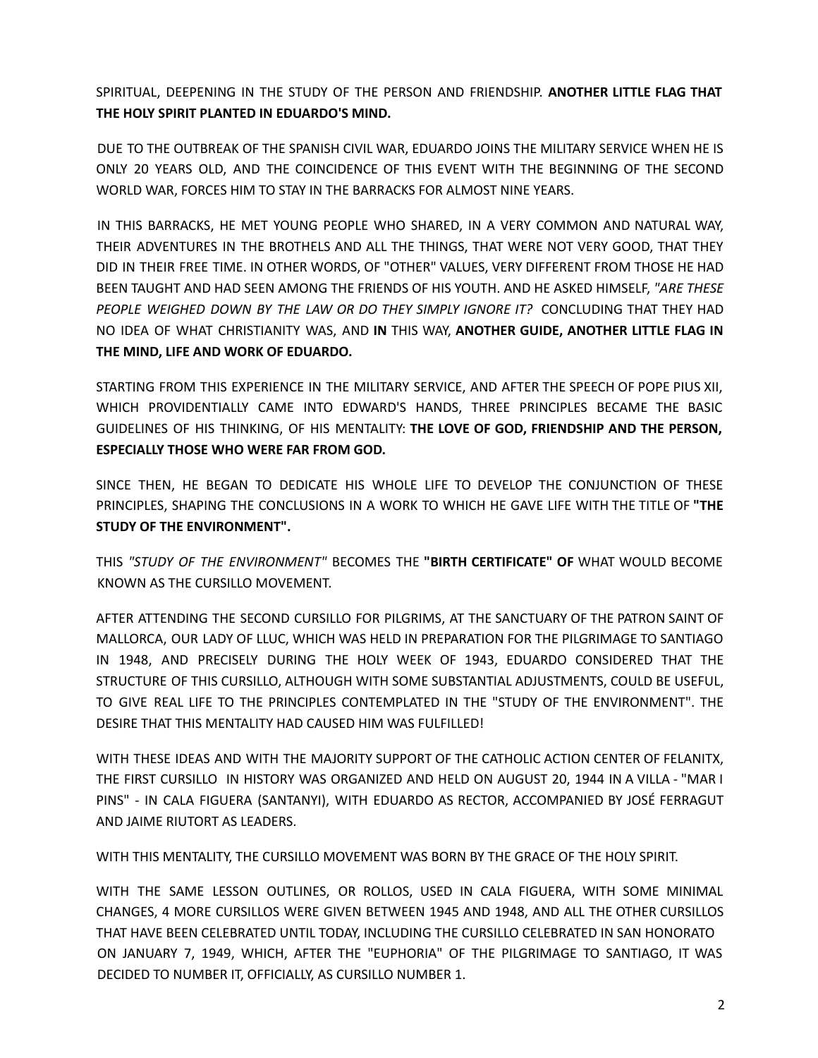SPIRITUAL, DEEPENING IN THE STUDY OF THE PERSON AND FRIENDSHIP. **ANOTHER LITTLE FLAG THAT THE HOLY SPIRIT PLANTED IN EDUARDO'S MIND.**

DUE TO THE OUTBREAK OF THE SPANISH CIVIL WAR, EDUARDO JOINS THE MILITARY SERVICE WHEN HE IS ONLY 20 YEARS OLD, AND THE COINCIDENCE OF THIS EVENT WITH THE BEGINNING OF THE SECOND WORLD WAR, FORCES HIM TO STAY IN THE BARRACKS FOR ALMOST NINE YEARS.

IN THIS BARRACKS, HE MET YOUNG PEOPLE WHO SHARED, IN A VERY COMMON AND NATURAL WAY, THEIR ADVENTURES IN THE BROTHELS AND ALL THE THINGS, THAT WERE NOT VERY GOOD, THAT THEY DID IN THEIR FREE TIME. IN OTHER WORDS, OF "OTHER" VALUES, VERY DIFFERENT FROM THOSE HE HAD BEEN TAUGHT AND HAD SEEN AMONG THE FRIENDS OF HIS YOUTH. AND HE ASKED HIMSELF, *"ARE THESE PEOPLE WEIGHED DOWN BY THE LAW OR DO THEY SIMPLY IGNORE IT?"* CONCLUDING THAT THEY HAD NO IDEA OF WHAT CHRISTIANITY WAS, AND **IN** THIS WAY, **ANOTHER GUIDE, ANOTHER LITTLE FLAG IN THE MIND, LIFE AND WORK OF EDUARDO.**

STARTING FROM THIS EXPERIENCE IN THE MILITARY SERVICE, AND AFTER THE SPEECH OF POPE PIUS XII, WHICH PROVIDENTIALLY CAME INTO EDWARD'S HANDS, THREE PRINCIPLES BECAME THE BASIC GUIDELINES OF HIS THINKING, OF HIS MENTALITY: **THE LOVE OF GOD, FRIENDSHIP AND THE PERSON, ESPECIALLY THOSE WHO WERE FAR FROM GOD.**

SINCE THEN, HE BEGAN TO DEDICATE HIS WHOLE LIFE TO DEVELOP THE CONJUNCTION OF THESE PRINCIPLES, SHAPING THE CONCLUSIONS IN A WORK TO WHICH HE GAVE LIFE WITH THE TITLE OF **"THE STUDY OF THE ENVIRONMENT".**

THIS *"STUDY OF THE ENVIRONMENT"* BECOMES THE **"BIRTH CERTIFICATE" OF** WHAT WOULD BECOME KNOWN AS THE CURSILLO MOVEMENT.

AFTER ATTENDING THE SECOND CURSILLO FOR PILGRIMS, AT THE SANCTUARY OF THE PATRON SAINT OF MALLORCA, OUR LADY OF LLUC, WHICH WAS HELD IN PREPARATION FOR THE PILGRIMAGE TO SANTIAGO IN 1948, AND PRECISELY DURING THE HOLY WEEK OF 1943, EDUARDO CONSIDERED THAT THE STRUCTURE OF THIS CURSILLO, ALTHOUGH WITH SOME SUBSTANTIAL ADJUSTMENTS, COULD BE USEFUL, TO GIVE REAL LIFE TO THE PRINCIPLES CONTEMPLATED IN THE "STUDY OF THE ENVIRONMENT". THE DESIRE THAT THIS MENTALITY HAD CAUSED HIM WAS FULFILLED!

WITH THESE IDEAS AND WITH THE MAJORITY SUPPORT OF THE CATHOLIC ACTION CENTER OF FELANITX, THE FIRST CURSILLO IN HISTORY WAS ORGANIZED AND HELD ON AUGUST 20, 1944 IN A VILLA - "MAR I PINS" - IN CALA FIGUERA (SANTANYI), WITH EDUARDO AS RECTOR, ACCOMPANIED BY JOSÉ FERRAGUT AND JAIME RIUTORT AS LEADERS.

WITH THIS MENTALITY, THE CURSILLO MOVEMENT WAS BORN BY THE GRACE OF THE HOLY SPIRIT.

WITH THE SAME LESSON OUTLINES, OR ROLLOS, USED IN CALA FIGUERA, WITH SOME MINIMAL CHANGES, 4 MORE CURSILLOS WERE GIVEN BETWEEN 1945 AND 1948, AND ALL THE OTHER CURSILLOS THAT HAVE BEEN CELEBRATED UNTIL TODAY, INCLUDING THE CURSILLO CELEBRATED IN SAN HONORATO ON JANUARY 7, 1949, WHICH, AFTER THE "EUPHORIA" OF THE PILGRIMAGE TO SANTIAGO, IT WAS DECIDED TO NUMBER IT, OFFICIALLY, AS CURSILLO NUMBER 1.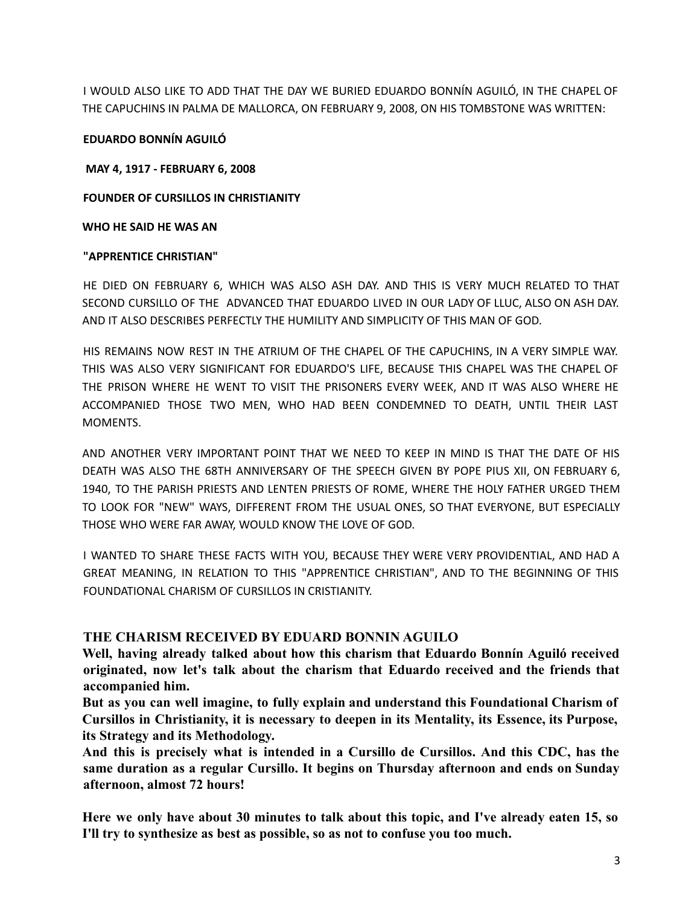I WOULD ALSO LIKE TO ADD THAT THE DAY WE BURIED EDUARDO BONNÍN AGUILÓ, IN THE CHAPEL OF THE CAPUCHINS IN PALMA DE MALLORCA, ON FEBRUARY 9, 2008, ON HIS TOMBSTONE WAS WRITTEN:

**EDUARDO BONNÍN AGUILÓ**

**MAY 4, 1917 - FEBRUARY 6, 2008**

**FOUNDER OF CURSILLOS IN CHRISTIANITY**

**WHO HE SAID HE WAS AN**

**"APPRENTICE CHRISTIAN"**

HE DIED ON FEBRUARY 6, WHICH WAS ALSO ASH DAY. AND THIS IS VERY MUCH RELATED TO THAT SECOND CURSILLO OF THE ADVANCED THAT EDUARDO LIVED IN OUR LADY OF LLUC, ALSO ON ASH DAY. AND IT ALSO DESCRIBES PERFECTLY THE HUMILITY AND SIMPLICITY OF THIS MAN OF GOD.

HIS REMAINS NOW REST IN THE ATRIUM OF THE CHAPEL OF THE CAPUCHINS, IN A VERY SIMPLE WAY. THIS WAS ALSO VERY SIGNIFICANT FOR EDUARDO'S LIFE, BECAUSE THIS CHAPEL WAS THE CHAPEL OF THE PRISON WHERE HE WENT TO VISIT THE PRISONERS EVERY WEEK, AND IT WAS ALSO WHERE HE ACCOMPANIED THOSE TWO MEN, WHO HAD BEEN CONDEMNED TO DEATH, UNTIL THEIR LAST MOMENTS.

AND ANOTHER VERY IMPORTANT POINT THAT WE NEED TO KEEP IN MIND IS THAT THE DATE OF HIS DEATH WAS ALSO THE 68TH ANNIVERSARY OF THE SPEECH GIVEN BY POPE PIUS XII, ON FEBRUARY 6, 1940, TO THE PARISH PRIESTS AND LENTEN PRIESTS OF ROME, WHERE THE HOLY FATHER URGED THEM TO LOOK FOR "NEW" WAYS, DIFFERENT FROM THE USUAL ONES, SO THAT EVERYONE, BUT ESPECIALLY THOSE WHO WERE FAR AWAY, WOULD KNOW THE LOVE OF GOD.

I WANTED TO SHARE THESE FACTS WITH YOU, BECAUSE THEY WERE VERY PROVIDENTIAL, AND HAD A GREAT MEANING, IN RELATION TO THIS "APPRENTICE CHRISTIAN", AND TO THE BEGINNING OF THIS FOUNDATIONAL CHARISM OF CURSILLOS IN CRISTIANITY.

## THE CHARISM RECEIVED BY EDUARD BONNIN AGUILO

**Well, having already talked about how this charism that Eduardo Bonnín Aguiló received originated, now let's talk about the charism that Eduardo received and the friends that accompanied him.**

**But as you can well imagine, to fully explain and understand this Foundational Charism of Cursillos in Christianity, it is necessary to deepen in its Mentality, its Essence, its Purpose, its Strategy and its Methodology.**

**And this is precisely what is intended in a Cursillo de Cursillos. And this CDC, has the same duration as a regular Cursillo. It begins on Thursday afternoon and ends on Sunday afternoon, almost 72 hours!**

**Here we only have about 30 minutes to talk about this topic, and I've already eaten 15, so I'll try to synthesize as best as possible, so as not to confuse you too much.**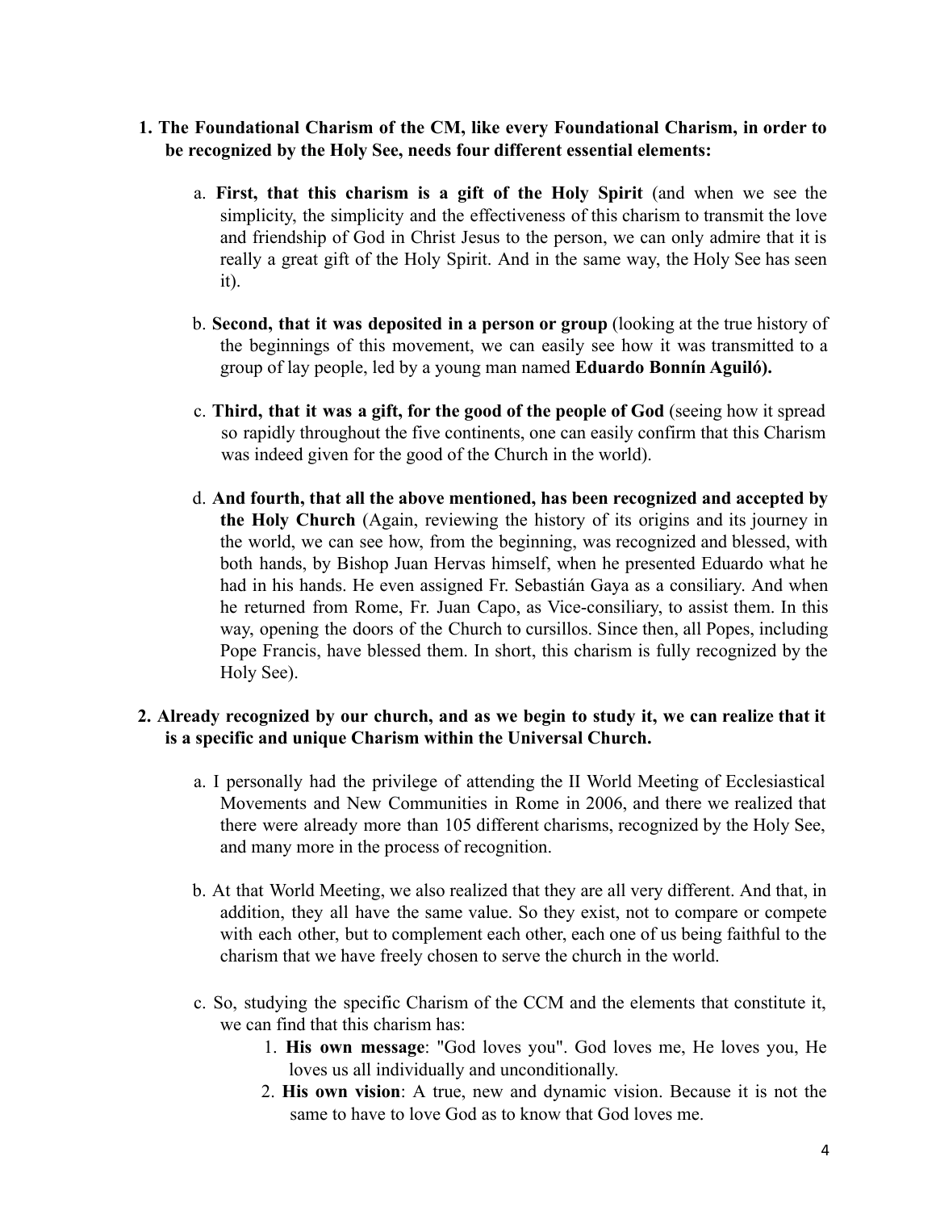1. **The Foundational Charism of the CM, like every Foundational Charism, in order to be recognized by the Holy See, needs four different essential elements:**

    a. **First, that this charism is a gift of the Holy Spirit** (and when we see the simplicity, the simplicity and the effectiveness of this charism to transmit the love and friendship of God in Christ Jesus to the person, we can only admire that it is really a great gift of the Holy Spirit. And in the same way, the Holy See has seen it).

    b. **Second, that it was deposited in a person or group** (looking at the true history of the beginnings of this movement, we can easily see how it was transmitted to a group of lay people, led by a young man named **Eduardo Bonnín Aguiló).**

    c. **Third, that it was a gift, for the good of the people of God** (seeing how it spread so rapidly throughout the five continents, one can easily confirm that this Charism was indeed given for the good of the Church in the world).

    d. **And fourth, that all the above mentioned, has been recognized and accepted by the Holy Church** (Again, reviewing the history of its origins and its journey in the world, we can see how, from the beginning, was recognized and blessed, with both hands, by Bishop Juan Hervas himself, when he presented Eduardo what he had in his hands. He even assigned Fr. Sebastián Gaya as a consiliary. And when he returned from Rome, Fr. Juan Capo, as Vice-consiliary, to assist them. In this way, opening the doors of the Church to cursillos. Since then, all Popes, including Pope Francis, have blessed them. In short, this charism is fully recognized by the Holy See).

2. **Already recognized by our church, and as we begin to study it, we can realize that it is a specific and unique Charism within the Universal Church.**

    a. I personally had the privilege of attending the II World Meeting of Ecclesiastical Movements and New Communities in Rome in 2006, and there we realized that there were already more than 105 different charisms, recognized by the Holy See, and many more in the process of recognition.

    b. At that World Meeting, we also realized that they are all very different. And that, in addition, they all have the same value. So they exist, not to compare or compete with each other, but to complement each other, each one of us being faithful to the charism that we have freely chosen to serve the church in the world.

    c. So, studying the specific Charism of the CCM and the elements that constitute it, we can find that this charism has:

        1. **His own message**: "God loves you". God loves me, He loves you, He loves us all individually and unconditionally.
        2. **His own vision**: A true, new and dynamic vision. Because it is not the same to have to love God as to know that God loves me.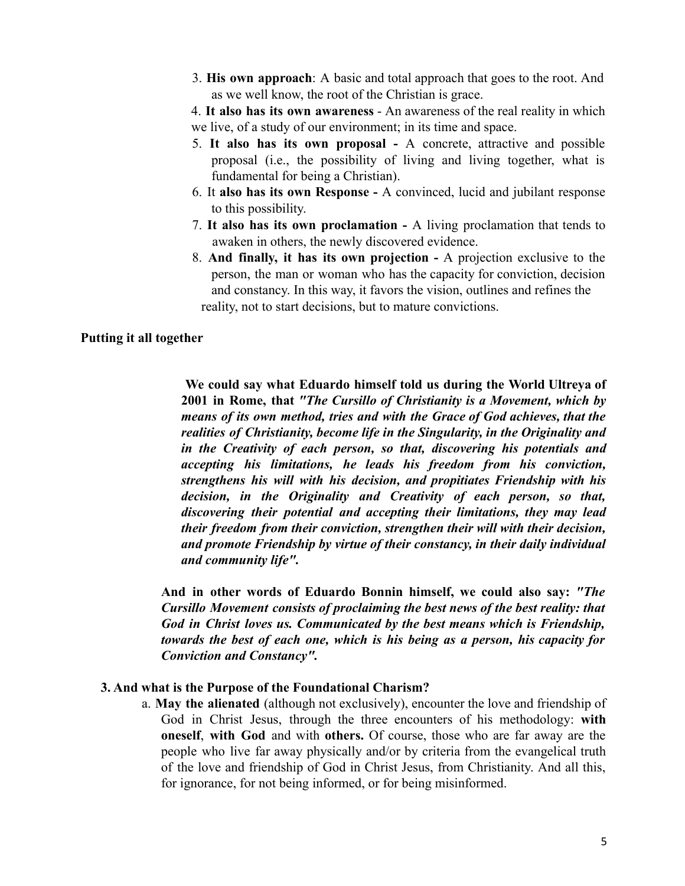3. **His own approach**: A basic and total approach that goes to the root. And as we well know, the root of the Christian is grace.
4. **It also has its own awareness** - An awareness of the real reality in which we live, of a study of our environment; in its time and space.
5. **It also has its own proposal -** A concrete, attractive and possible proposal (i.e., the possibility of living and living together, what is fundamental for being a Christian).
6. It **also has its own Response -** A convinced, lucid and jubilant response to this possibility.
7. **It also has its own proclamation -** A living proclamation that tends to awaken in others, the newly discovered evidence.
8. **And finally, it has its own projection -** A projection exclusive to the person, the man or woman who has the capacity for conviction, decision and constancy. In this way, it favors the vision, outlines and refines the reality, not to start decisions, but to mature convictions.

**Putting it all together**

**We could say what Eduardo himself told us during the World Ultreya of 2001 in Rome, that *"The Cursillo of Christianity is a Movement, which by means of its own method, tries and with the Grace of God achieves, that the realities of Christianity, become life in the Singularity, in the Originality and in the Creativity of each person, so that, discovering his potentials and accepting his limitations, he leads his freedom from his conviction, strengthens his will with his decision, and propitiates Friendship with his decision, in the Originality and Creativity of each person, so that, discovering their potential and accepting their limitations, they may lead their freedom from their conviction, strengthen their will with their decision, and promote Friendship by virtue of their constancy, in their daily individual and community life".***

**And in other words of Eduardo Bonnin himself, we could also say: *"The Cursillo Movement consists of proclaiming the best news of the best reality: that God in Christ loves us. Communicated by the best means which is Friendship, towards the best of each one, which is his being as a person, his capacity for Conviction and Constancy".***

**3. And what is the Purpose of the Foundational Charism?**

a. **May the alienated** (although not exclusively), encounter the love and friendship of God in Christ Jesus, through the three encounters of his methodology: **with oneself**, **with God** and with **others.** Of course, those who are far away are the people who live far away physically and/or by criteria from the evangelical truth of the love and friendship of God in Christ Jesus, from Christianity. And all this, for ignorance, for not being informed, or for being misinformed.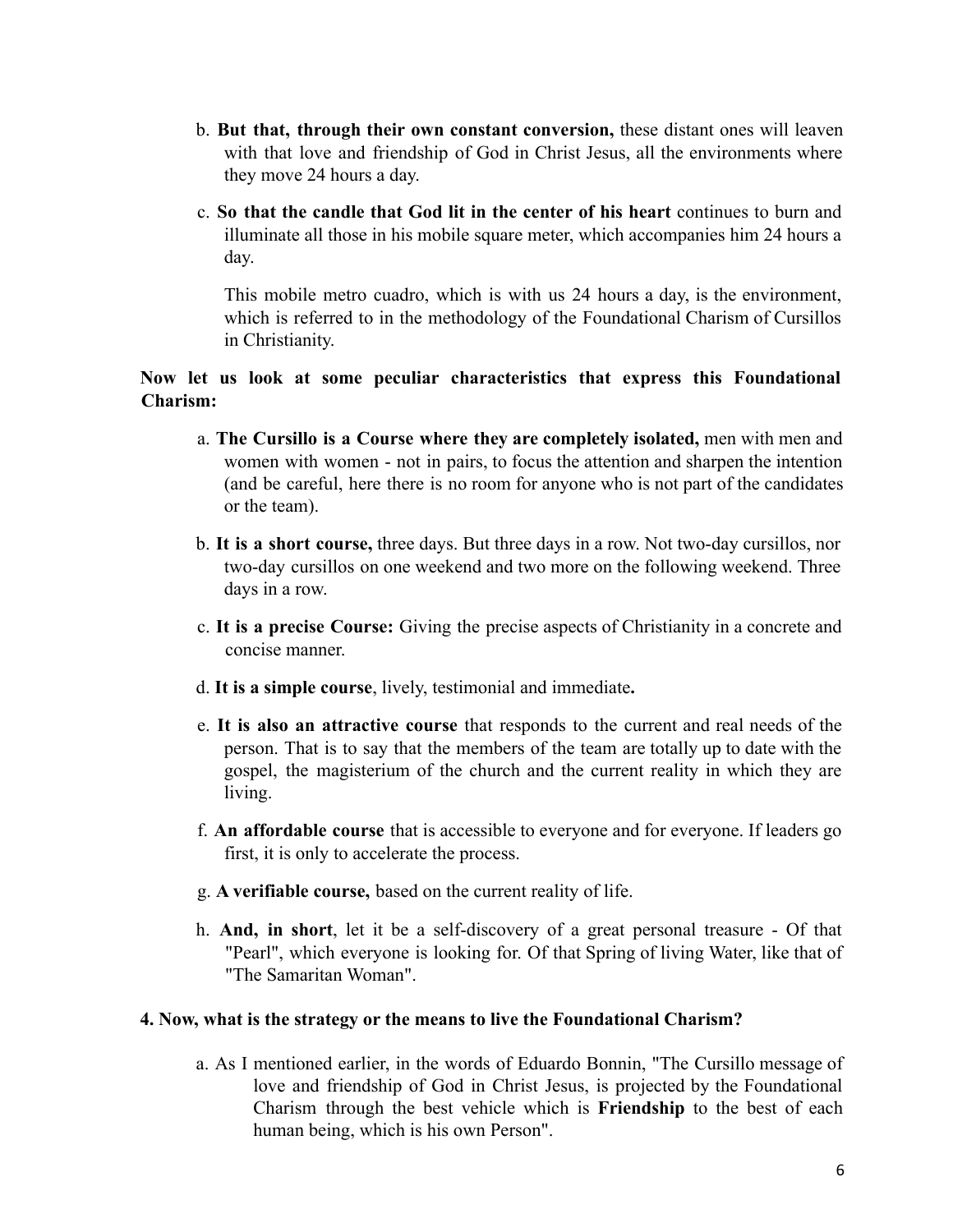b. **But that, through their own constant conversion,** these distant ones will leaven with that love and friendship of God in Christ Jesus, all the environments where they move 24 hours a day.

c. **So that the candle that God lit in the center of his heart** continues to burn and illuminate all those in his mobile square meter, which accompanies him 24 hours a day.

   This mobile metro cuadro, which is with us 24 hours a day, is the environment, which is referred to in the methodology of the Foundational Charism of Cursillos in Christianity.

**Now let us look at some peculiar characteristics that express this Foundational Charism:**

a. **The Cursillo is a Course where they are completely isolated,** men with men and women with women - not in pairs, to focus the attention and sharpen the intention (and be careful, here there is no room for anyone who is not part of the candidates or the team).

b. **It is a short course,** three days. But three days in a row. Not two-day cursillos, nor two-day cursillos on one weekend and two more on the following weekend. Three days in a row.

c. **It is a precise Course:** Giving the precise aspects of Christianity in a concrete and concise manner.

d. **It is a simple course**, lively, testimonial and immediate**.**

e. **It is also an attractive course** that responds to the current and real needs of the person. That is to say that the members of the team are totally up to date with the gospel, the magisterium of the church and the current reality in which they are living.

f. **An affordable course** that is accessible to everyone and for everyone. If leaders go first, it is only to accelerate the process.

g. **A verifiable course,** based on the current reality of life.

h. **And, in short**, let it be a self-discovery of a great personal treasure - Of that "Pearl", which everyone is looking for. Of that Spring of living Water, like that of "The Samaritan Woman".

**4. Now, what is the strategy or the means to live the Foundational Charism?**

a. As I mentioned earlier, in the words of Eduardo Bonnin, "The Cursillo message of love and friendship of God in Christ Jesus, is projected by the Foundational Charism through the best vehicle which is **Friendship** to the best of each human being, which is his own Person".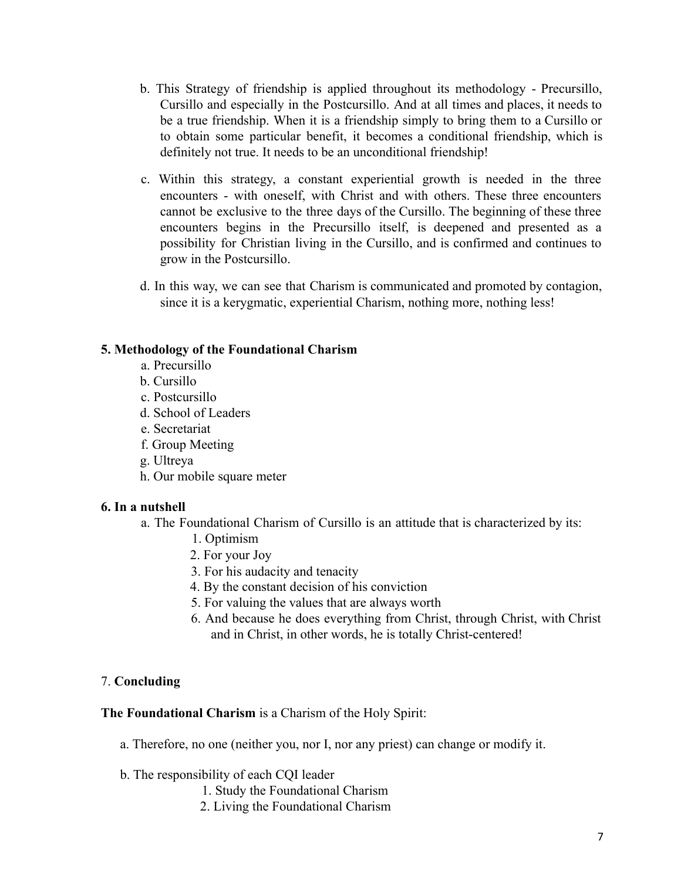b. This Strategy of friendship is applied throughout its methodology - Precursillo, Cursillo and especially in the Postcursillo. And at all times and places, it needs to be a true friendship. When it is a friendship simply to bring them to a Cursillo or to obtain some particular benefit, it becomes a conditional friendship, which is definitely not true. It needs to be an unconditional friendship!

c. Within this strategy, a constant experiential growth is needed in the three encounters - with oneself, with Christ and with others. These three encounters cannot be exclusive to the three days of the Cursillo. The beginning of these three encounters begins in the Precursillo itself, is deepened and presented as a possibility for Christian living in the Cursillo, and is confirmed and continues to grow in the Postcursillo.

d. In this way, we can see that Charism is communicated and promoted by contagion, since it is a kerygmatic, experiential Charism, nothing more, nothing less!

**5. Methodology of the Foundational Charism**

a. Precursillo
b. Cursillo
c. Postcursillo
d. School of Leaders
e. Secretariat
f. Group Meeting
g. Ultreya
h. Our mobile square meter

**6. In a nutshell**

a. The Foundational Charism of Cursillo is an attitude that is characterized by its:

1. Optimism
2. For your Joy
3. For his audacity and tenacity
4. By the constant decision of his conviction
5. For valuing the values that are always worth
6. And because he does everything from Christ, through Christ, with Christ and in Christ, in other words, he is totally Christ-centered!

7. **Concluding**

**The Foundational Charism** is a Charism of the Holy Spirit:

a. Therefore, no one (neither you, nor I, nor any priest) can change or modify it.

b. The responsibility of each CQI leader

1. Study the Foundational Charism
2. Living the Foundational Charism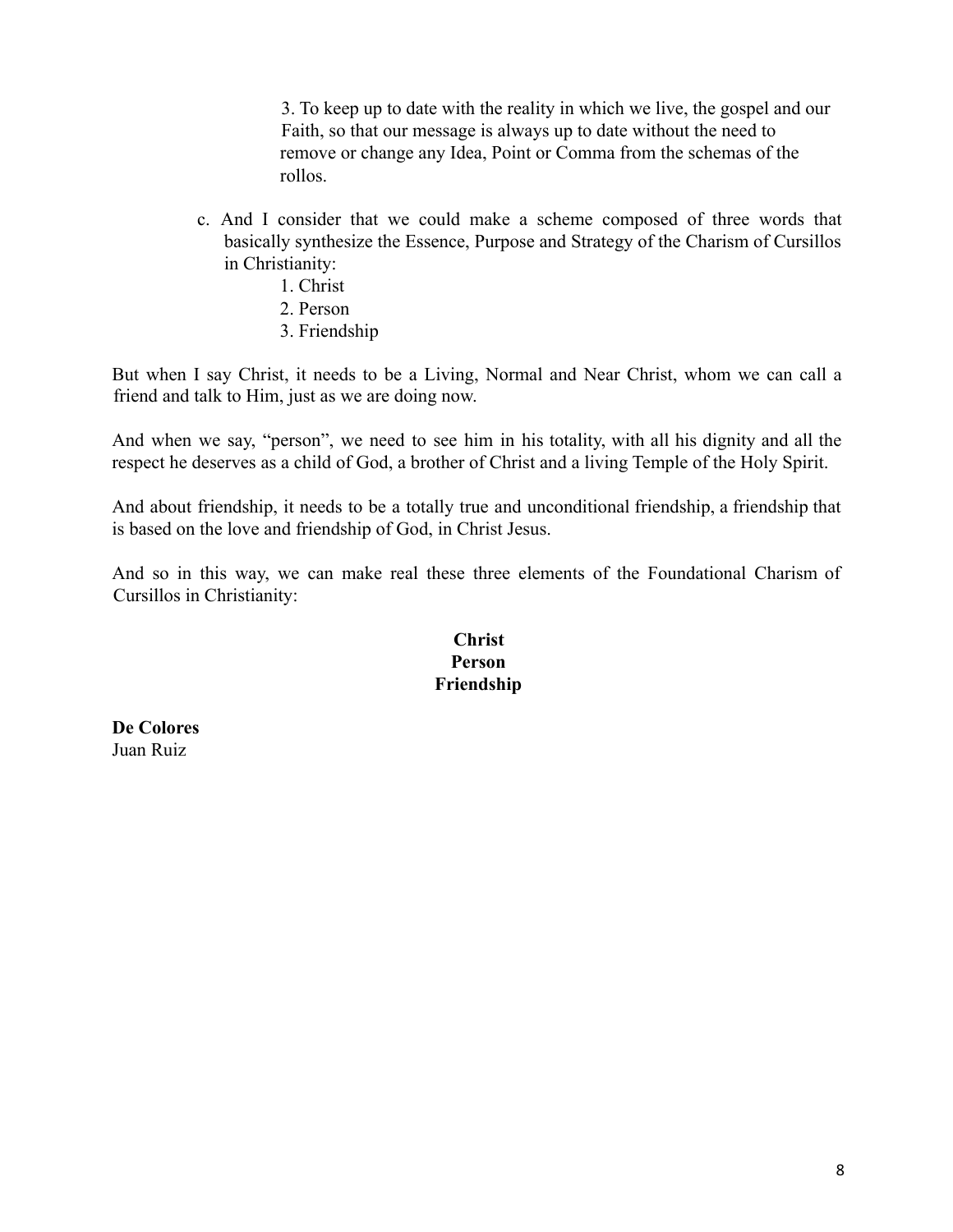3. To keep up to date with the reality in which we live, the gospel and our Faith, so that our message is always up to date without the need to remove or change any Idea, Point or Comma from the schemas of the rollos.

c. And I consider that we could make a scheme composed of three words that basically synthesize the Essence, Purpose and Strategy of the Charism of Cursillos in Christianity:

   1. Christ
   2. Person
   3. Friendship

But when I say Christ, it needs to be a Living, Normal and Near Christ, whom we can call a friend and talk to Him, just as we are doing now.

And when we say, "person", we need to see him in his totality, with all his dignity and all the respect he deserves as a child of God, a brother of Christ and a living Temple of the Holy Spirit.

And about friendship, it needs to be a totally true and unconditional friendship, a friendship that is based on the love and friendship of God, in Christ Jesus.

And so in this way, we can make real these three elements of the Foundational Charism of Cursillos in Christianity:

**Christ**
**Person**
**Friendship**

**De Colores**
Juan Ruiz